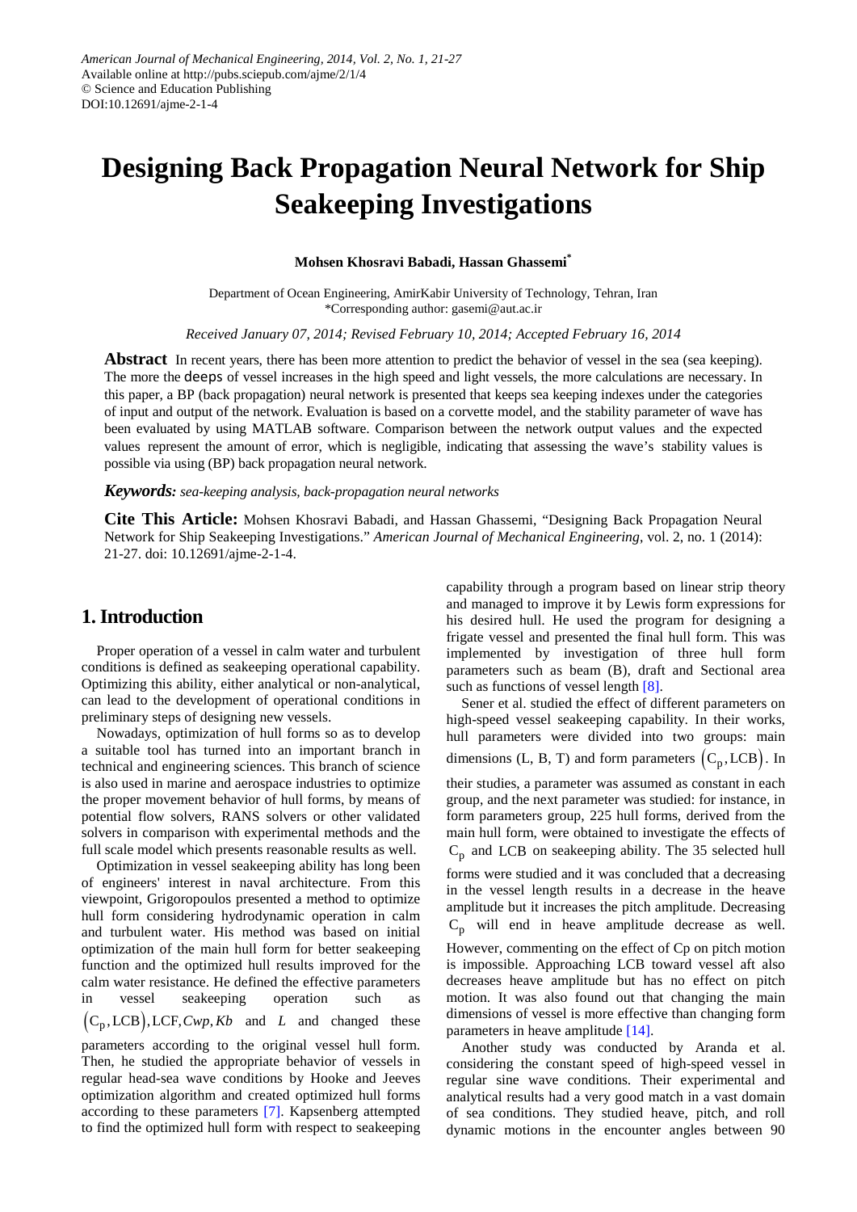# Designing Back Propagation Neural Network for Ship Seakeeping Investigations

**Mohsen Khosravi Babadi, Hassan Ghassemi***

Department of Ocean Engineering, AmirKabir University of Technology, Tehran, Iran
*Corresponding author: gasemi@aut.ac.ir

*Received January 07, 2014; Revised February 10, 2014; Accepted February 16, 2014*

**Abstract** In recent years, there has been more attention to predict the behavior of vessel in the sea (sea keeping). The more the deeps of vessel increases in the high speed and light vessels, the more calculations are necessary. In this paper, a BP (back propagation) neural network is presented that keeps sea keeping indexes under the categories of input and output of the network. Evaluation is based on a corvette model, and the stability parameter of wave has been evaluated by using MATLAB software. Comparison between the network output values and the expected values represent the amount of error, which is negligible, indicating that assessing the wave's stability values is possible via using (BP) back propagation neural network.

***Keywords:*** *sea-keeping analysis, back-propagation neural networks*

**Cite This Article:** Mohsen Khosravi Babadi, and Hassan Ghassemi, "Designing Back Propagation Neural Network for Ship Seakeeping Investigations." *American Journal of Mechanical Engineering*, vol. 2, no. 1 (2014): 21-27. doi: 10.12691/ajme-2-1-4.

## 1. Introduction

Proper operation of a vessel in calm water and turbulent conditions is defined as seakeeping operational capability. Optimizing this ability, either analytical or non-analytical, can lead to the development of operational conditions in preliminary steps of designing new vessels.

Nowadays, optimization of hull forms so as to develop a suitable tool has turned into an important branch in technical and engineering sciences. This branch of science is also used in marine and aerospace industries to optimize the proper movement behavior of hull forms, by means of potential flow solvers, RANS solvers or other validated solvers in comparison with experimental methods and the full scale model which presents reasonable results as well.

Optimization in vessel seakeeping ability has long been of engineers' interest in naval architecture. From this viewpoint, Grigoropoulos presented a method to optimize hull form considering hydrodynamic operation in calm and turbulent water. His method was based on initial optimization of the main hull form for better seakeeping function and the optimized hull results improved for the calm water resistance. He defined the effective parameters in vessel seakeeping operation such as $(C_p, LCB), LCF, Cwp, Kb$ and $L$ and changed these parameters according to the original vessel hull form. Then, he studied the appropriate behavior of vessels in regular head-sea wave conditions by Hooke and Jeeves optimization algorithm and created optimized hull forms according to these parameters [7]. Kapsenberg attempted to find the optimized hull form with respect to seakeeping capability through a program based on linear strip theory and managed to improve it by Lewis form expressions for his desired hull. He used the program for designing a frigate vessel and presented the final hull form. This was implemented by investigation of three hull form parameters such as beam (B), draft and Sectional area such as functions of vessel length [8].

Sener et al. studied the effect of different parameters on high-speed vessel seakeeping capability. In their works, hull parameters were divided into two groups: main dimensions (L, B, T) and form parameters $(C_p, LCB)$. In their studies, a parameter was assumed as constant in each group, and the next parameter was studied: for instance, in form parameters group, 225 hull forms, derived from the main hull form, were obtained to investigate the effects of $C_p$ and LCB on seakeeping ability. The 35 selected hull forms were studied and it was concluded that a decreasing in the vessel length results in a decrease in the heave amplitude but it increases the pitch amplitude. Decreasing $C_p$ will end in heave amplitude decrease as well. However, commenting on the effect of Cp on pitch motion is impossible. Approaching LCB toward vessel aft also decreases heave amplitude but has no effect on pitch motion. It was also found out that changing the main dimensions of vessel is more effective than changing form parameters in heave amplitude [14].

Another study was conducted by Aranda et al. considering the constant speed of high-speed vessel in regular sine wave conditions. Their experimental and analytical results had a very good match in a vast domain of sea conditions. They studied heave, pitch, and roll dynamic motions in the encounter angles between 90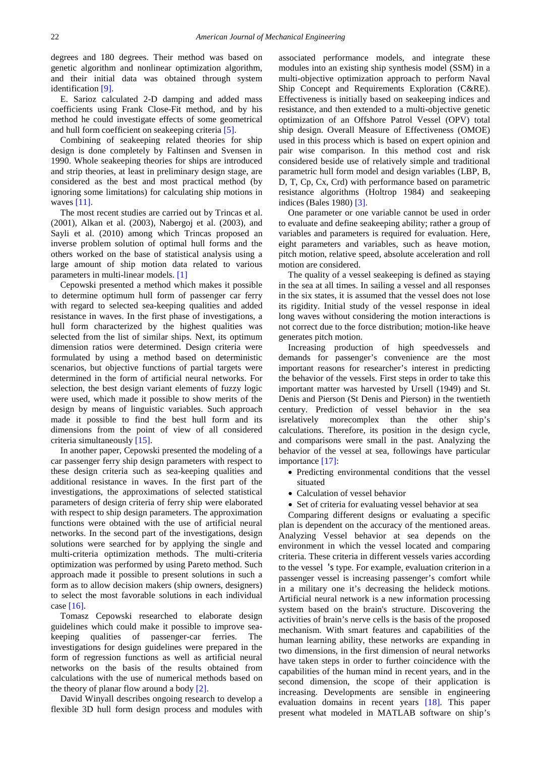degrees and 180 degrees. Their method was based on genetic algorithm and nonlinear optimization algorithm, and their initial data was obtained through system identification [9].

E. Sarioz calculated 2-D damping and added mass coefficients using Frank Close-Fit method, and by his method he could investigate effects of some geometrical and hull form coefficient on seakeeping criteria [5].

Combining of seakeeping related theories for ship design is done completely by Faltinsen and Svensen in 1990. Whole seakeeping theories for ships are introduced and strip theories, at least in preliminary design stage, are considered as the best and most practical method (by ignoring some limitations) for calculating ship motions in waves [11].

The most recent studies are carried out by Trincas et al. (2001), Alkan et al. (2003), Nabergoj et al. (2003), and Sayli et al. (2010) among which Trincas proposed an inverse problem solution of optimal hull forms and the others worked on the base of statistical analysis using a large amount of ship motion data related to various parameters in multi-linear models. [1]

Cepowski presented a method which makes it possible to determine optimum hull form of passenger car ferry with regard to selected sea-keeping qualities and added resistance in waves. In the first phase of investigations, a hull form characterized by the highest qualities was selected from the list of similar ships. Next, its optimum dimension ratios were determined. Design criteria were formulated by using a method based on deterministic scenarios, but objective functions of partial targets were determined in the form of artificial neural networks. For selection, the best design variant elements of fuzzy logic were used, which made it possible to show merits of the design by means of linguistic variables. Such approach made it possible to find the best hull form and its dimensions from the point of view of all considered criteria simultaneously [15].

In another paper, Cepowski presented the modeling of a car passenger ferry ship design parameters with respect to these design criteria such as sea-keeping qualities and additional resistance in waves. In the first part of the investigations, the approximations of selected statistical parameters of design criteria of ferry ship were elaborated with respect to ship design parameters. The approximation functions were obtained with the use of artificial neural networks. In the second part of the investigations, design solutions were searched for by applying the single and multi-criteria optimization methods. The multi-criteria optimization was performed by using Pareto method. Such approach made it possible to present solutions in such a form as to allow decision makers (ship owners, designers) to select the most favorable solutions in each individual case [16].

Tomasz Cepowski researched to elaborate design guidelines which could make it possible to improve sea-keeping qualities of passenger-car ferries. The investigations for design guidelines were prepared in the form of regression functions as well as artificial neural networks on the basis of the results obtained from calculations with the use of numerical methods based on the theory of planar flow around a body [2].

David Winyall describes ongoing research to develop a flexible 3D hull form design process and modules with associated performance models, and integrate these modules into an existing ship synthesis model (SSM) in a multi-objective optimization approach to perform Naval Ship Concept and Requirements Exploration (C&RE). Effectiveness is initially based on seakeeping indices and resistance, and then extended to a multi-objective genetic optimization of an Offshore Patrol Vessel (OPV) total ship design. Overall Measure of Effectiveness (OMOE) used in this process which is based on expert opinion and pair wise comparison. In this method cost and risk considered beside use of relatively simple and traditional parametric hull form model and design variables (LBP, B, D, T, Cp, Cx, Crd) with performance based on parametric resistance algorithms (Holtrop 1984) and seakeeping indices (Bales 1980) [3].

One parameter or one variable cannot be used in order to evaluate and define seakeeping ability; rather a group of variables and parameters is required for evaluation. Here, eight parameters and variables, such as heave motion, pitch motion, relative speed, absolute acceleration and roll motion are considered.

The quality of a vessel seakeeping is defined as staying in the sea at all times. In sailing a vessel and all responses in the six states, it is assumed that the vessel does not lose its rigidity. Initial study of the vessel response in ideal long waves without considering the motion interactions is not correct due to the force distribution; motion-like heave generates pitch motion.

Increasing production of high speedvessels and demands for passenger's convenience are the most important reasons for researcher's interest in predicting the behavior of the vessels. First steps in order to take this important matter was harvested by Ursell (1949) and St. Denis and Pierson (St Denis and Pierson) in the twentieth century. Prediction of vessel behavior in the sea isrelatively morecomplex than the other ship's calculations. Therefore, its position in the design cycle, and comparisons were small in the past. Analyzing the behavior of the vessel at sea, followings have particular importance [17]:

- Predicting environmental conditions that the vessel situated
- Calculation of vessel behavior
- Set of criteria for evaluating vessel behavior at sea

Comparing different designs or evaluating a specific plan is dependent on the accuracy of the mentioned areas. Analyzing Vessel behavior at sea depends on the environment in which the vessel located and comparing criteria. These criteria in different vessels varies according to the vessel 's type. For example, evaluation criterion in a passenger vessel is increasing passenger's comfort while in a military one it's decreasing the helideck motions. Artificial neural network is a new information processing system based on the brain's structure. Discovering the activities of brain's nerve cells is the basis of the proposed mechanism. With smart features and capabilities of the human learning ability, these networks are expanding in two dimensions, in the first dimension of neural networks have taken steps in order to further coincidence with the capabilities of the human mind in recent years, and in the second dimension, the scope of their application is increasing. Developments are sensible in engineering evaluation domains in recent years [18]. This paper present what modeled in MATLAB software on ship's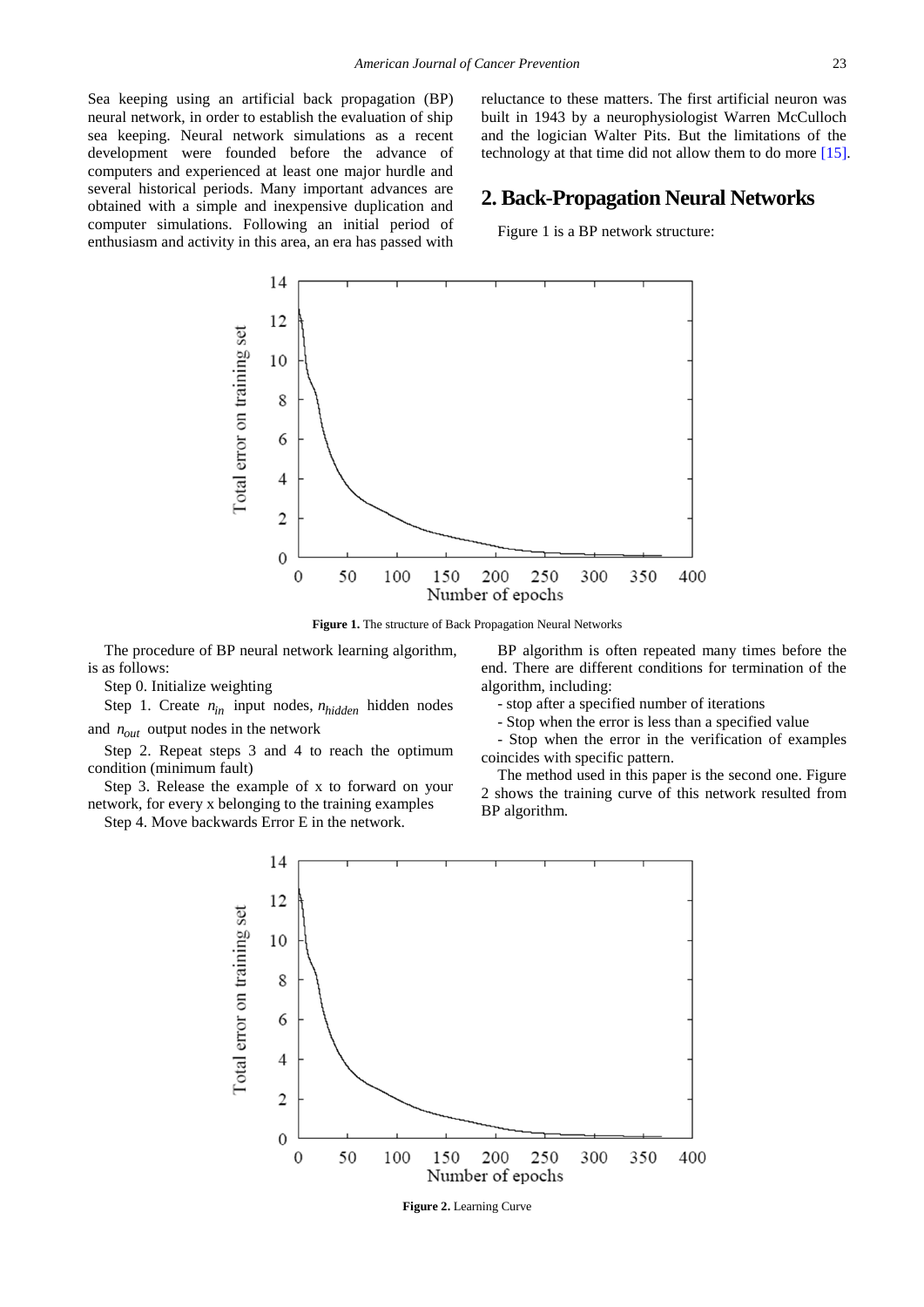Sea keeping using an artificial back propagation (BP) neural network, in order to establish the evaluation of ship sea keeping. Neural network simulations as a recent development were founded before the advance of computers and experienced at least one major hurdle and several historical periods. Many important advances are obtained with a simple and inexpensive duplication and computer simulations. Following an initial period of enthusiasm and activity in this area, an era has passed with reluctance to these matters. The first artificial neuron was built in 1943 by a neurophysiologist Warren McCulloch and the logician Walter Pits. But the limitations of the technology at that time did not allow them to do more [15].

## 2. Back-Propagation Neural Networks

Figure 1 is a BP network structure:

**Figure 1.** The structure of Back Propagation Neural Networks

The procedure of BP neural network learning algorithm, is as follows:

Step 0. Initialize weighting

Step 1. Create $n_{in}$ input nodes, $n_{hidden}$ hidden nodes and $n_{out}$ output nodes in the network

Step 2. Repeat steps 3 and 4 to reach the optimum condition (minimum fault)

Step 3. Release the example of x to forward on your network, for every x belonging to the training examples

Step 4. Move backwards Error E in the network.

BP algorithm is often repeated many times before the end. There are different conditions for termination of the algorithm, including:

- stop after a specified number of iterations
- Stop when the error is less than a specified value
- Stop when the error in the verification of examples coincides with specific pattern.

The method used in this paper is the second one. Figure 2 shows the training curve of this network resulted from BP algorithm.

**Figure 2.** Learning Curve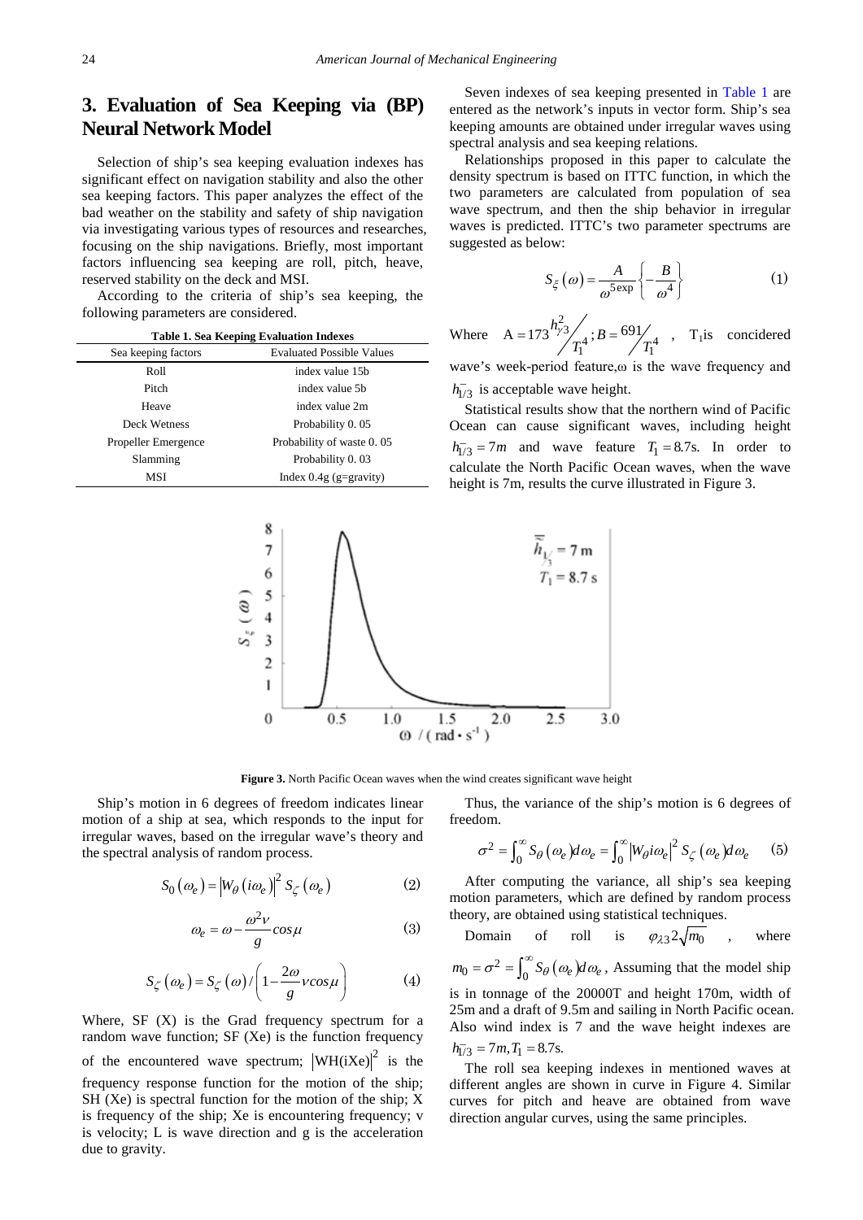## 3. Evaluation of Sea Keeping via (BP) Neural Network Model

Selection of ship's sea keeping evaluation indexes has significant effect on navigation stability and also the other sea keeping factors. This paper analyzes the effect of the bad weather on the stability and safety of ship navigation via investigating various types of resources and researches, focusing on the ship navigations. Briefly, most important factors influencing sea keeping are roll, pitch, heave, reserved stability on the deck and MSI.

According to the criteria of ship's sea keeping, the following parameters are considered.

**Table 1. Sea Keeping Evaluation Indexes**

| Sea keeping factors | Evaluated Possible Values |
|---|---|
| Roll | index value 15b |
| Pitch | index value 5b |
| Heave | index value 2m |
| Deck Wetness | Probability 0. 05 |
| Propeller Emergence | Probability of waste 0. 05 |
| Slamming | Probability 0. 03 |
| MSI | Index 0.4g (g=gravity) |

Seven indexes of sea keeping presented in Table 1 are entered as the network's inputs in vector form. Ship's sea keeping amounts are obtained under irregular waves using spectral analysis and sea keeping relations.

Relationships proposed in this paper to calculate the density spectrum is based on ITTC function, in which the two parameters are calculated from population of sea wave spectrum, and then the ship behavior in irregular waves is predicted. ITTC's two parameter spectrums are suggested as below:

$$S_{\xi}(\omega) = \frac{A}{\omega^{5}\exp}\left\{-\frac{B}{\omega^{4}}\right\} \tag{1}$$

Where $A = 173\, h_{1/3}^{2} / T_1^4 ; B = 691 / T_1^4$ , $T_1$ is concidered wave's week-period feature, ω is the wave frequency and $\bar{h}_{1/3}$ is acceptable wave height.

Statistical results show that the northern wind of Pacific Ocean can cause significant waves, including height $\bar{h}_{1/3} = 7m$ and wave feature $T_1 = 8.7s$. In order to calculate the North Pacific Ocean waves, when the wave height is 7m, results the curve illustrated in Figure 3.

**Figure 3.** North Pacific Ocean waves when the wind creates significant wave height

Ship's motion in 6 degrees of freedom indicates linear motion of a ship at sea, which responds to the input for irregular waves, based on the irregular wave's theory and the spectral analysis of random process.

$$S_0(\omega_e) = \left|W_\theta(i\omega_e)\right|^2 S_\varsigma(\omega_e) \tag{2}$$

$$\omega_e = \omega - \frac{\omega^2 v}{g}\cos\mu \tag{3}$$

$$S_\varsigma(\omega_e) = S_\varsigma(\omega) / \left(1 - \frac{2\omega}{g} v\cos\mu\right) \tag{4}$$

Where, SF (X) is the Grad frequency spectrum for a random wave function; SF (Xe) is the function frequency of the encountered wave spectrum; $|WH(iXe)|^2$ is the frequency response function for the motion of the ship; SH (Xe) is spectral function for the motion of the ship; X is frequency of the ship; Xe is encountering frequency; v is velocity; L is wave direction and g is the acceleration due to gravity.

Thus, the variance of the ship's motion is 6 degrees of freedom.

$$\sigma^2 = \int_0^\infty S_\theta(\omega_e) d\omega_e = \int_0^\infty \left|W_\theta i\omega_e\right|^2 S_\varsigma(\omega_e) d\omega_e \tag{5}$$

After computing the variance, all ship's sea keeping motion parameters, which are defined by random process theory, are obtained using statistical techniques.

Domain of roll is $\varphi_{\lambda 3} 2\sqrt{m_0}$ , where $m_0 = \sigma^2 = \int_0^\infty S_\theta(\omega_e) d\omega_e$, Assuming that the model ship is in tonnage of the 20000T and height 170m, width of 25m and a draft of 9.5m and sailing in North Pacific ocean. Also wind index is 7 and the wave height indexes are $\bar{h}_{1/3} = 7m, T_1 = 8.7s$.

The roll sea keeping indexes in mentioned waves at different angles are shown in curve in Figure 4. Similar curves for pitch and heave are obtained from wave direction angular curves, using the same principles.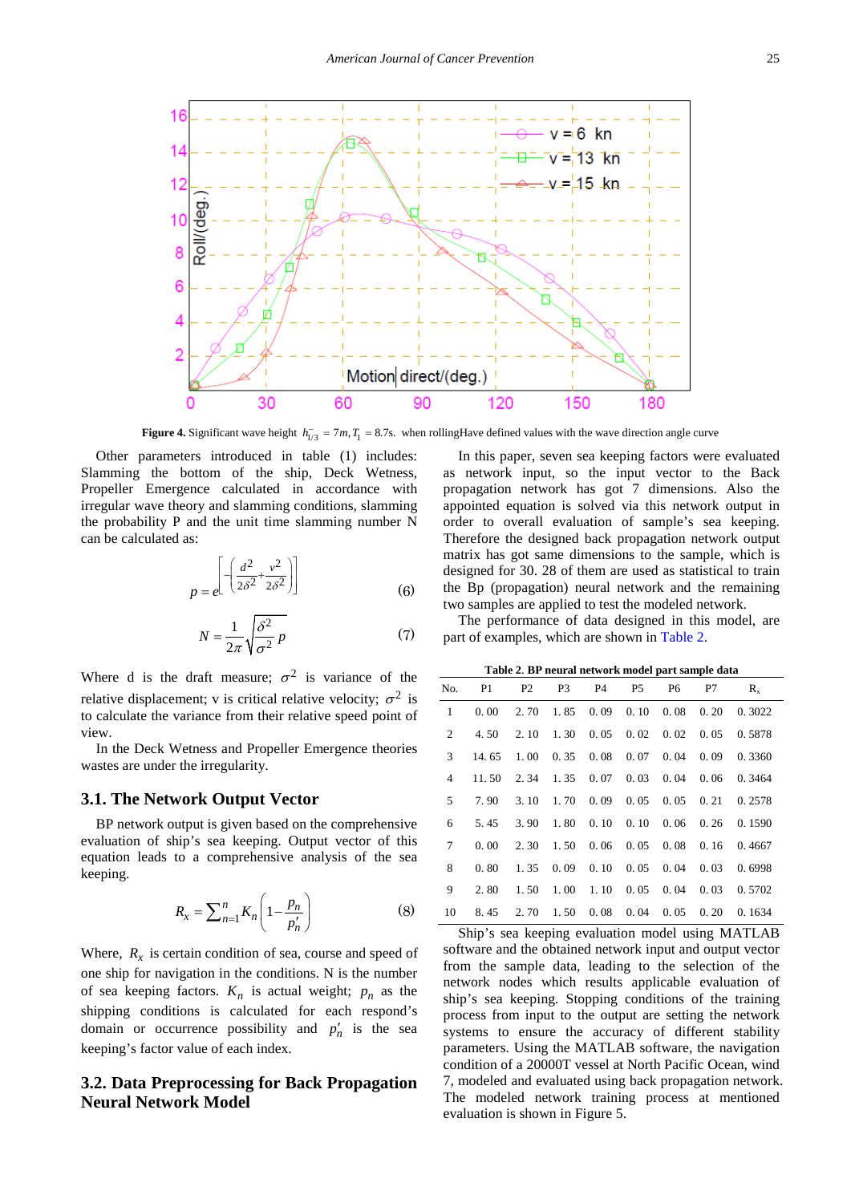**Figure 4.** Significant wave height $h_{1/3}^{-} = 7m, T_1 = 8.7s$. when rollingHave defined values with the wave direction angle curve

Other parameters introduced in table (1) includes: Slamming the bottom of the ship, Deck Wetness, Propeller Emergence calculated in accordance with irregular wave theory and slamming conditions, slamming the probability P and the unit time slamming number N can be calculated as:

$$p = e^{\left[-\left(\frac{d^2}{2\delta^2}+\frac{v^2}{2\delta^2}\right)\right]} \tag{6}$$

$$N = \frac{1}{2\pi}\sqrt{\frac{\delta^2}{\sigma^2}}\,p \tag{7}$$

Where d is the draft measure; $\sigma^2$ is variance of the relative displacement; v is critical relative velocity; $\sigma^2$ is to calculate the variance from their relative speed point of view.

In the Deck Wetness and Propeller Emergence theories wastes are under the irregularity.

## 3.1. The Network Output Vector

BP network output is given based on the comprehensive evaluation of ship's sea keeping. Output vector of this equation leads to a comprehensive analysis of the sea keeping.

$$R_x = \sum_{n=1}^{n} K_n\left(1-\frac{p_n}{p_n'}\right) \tag{8}$$

Where, $R_x$ is certain condition of sea, course and speed of one ship for navigation in the conditions. N is the number of sea keeping factors. $K_n$ is actual weight; $p_n$ as the shipping conditions is calculated for each respond's domain or occurrence possibility and $p_n'$ is the sea keeping's factor value of each index.

## 3.2. Data Preprocessing for Back Propagation Neural Network Model

In this paper, seven sea keeping factors were evaluated as network input, so the input vector to the Back propagation network has got 7 dimensions. Also the appointed equation is solved via this network output in order to overall evaluation of sample's sea keeping. Therefore the designed back propagation network output matrix has got same dimensions to the sample, which is designed for 30. 28 of them are used as statistical to train the Bp (propagation) neural network and the remaining two samples are applied to test the modeled network.

The performance of data designed in this model, are part of examples, which are shown in Table 2.

**Table 2.** BP neural network model part sample data

| No. | P1 | P2 | P3 | P4 | P5 | P6 | P7 | $R_x$ |
|---|---|---|---|---|---|---|---|---|
| 1 | 0. 00 | 2. 70 | 1. 85 | 0. 09 | 0. 10 | 0. 08 | 0. 20 | 0. 3022 |
| 2 | 4. 50 | 2. 10 | 1. 30 | 0. 05 | 0. 02 | 0. 02 | 0. 05 | 0. 5878 |
| 3 | 14. 65 | 1. 00 | 0. 35 | 0. 08 | 0. 07 | 0. 04 | 0. 09 | 0. 3360 |
| 4 | 11. 50 | 2. 34 | 1. 35 | 0. 07 | 0. 03 | 0. 04 | 0. 06 | 0. 3464 |
| 5 | 7. 90 | 3. 10 | 1. 70 | 0. 09 | 0. 05 | 0. 05 | 0. 21 | 0. 2578 |
| 6 | 5. 45 | 3. 90 | 1. 80 | 0. 10 | 0. 10 | 0. 06 | 0. 26 | 0. 1590 |
| 7 | 0. 00 | 2. 30 | 1. 50 | 0. 06 | 0. 05 | 0. 08 | 0. 16 | 0. 4667 |
| 8 | 0. 80 | 1. 35 | 0. 09 | 0. 10 | 0. 05 | 0. 04 | 0. 03 | 0. 6998 |
| 9 | 2. 80 | 1. 50 | 1. 00 | 1. 10 | 0. 05 | 0. 04 | 0. 03 | 0. 5702 |
| 10 | 8. 45 | 2. 70 | 1. 50 | 0. 08 | 0. 04 | 0. 05 | 0. 20 | 0. 1634 |

Ship's sea keeping evaluation model using MATLAB software and the obtained network input and output vector from the sample data, leading to the selection of the network nodes which results applicable evaluation of ship's sea keeping. Stopping conditions of the training process from input to the output are setting the network systems to ensure the accuracy of different stability parameters. Using the MATLAB software, the navigation condition of a 20000T vessel at North Pacific Ocean, wind 7, modeled and evaluated using back propagation network. The modeled network training process at mentioned evaluation is shown in Figure 5.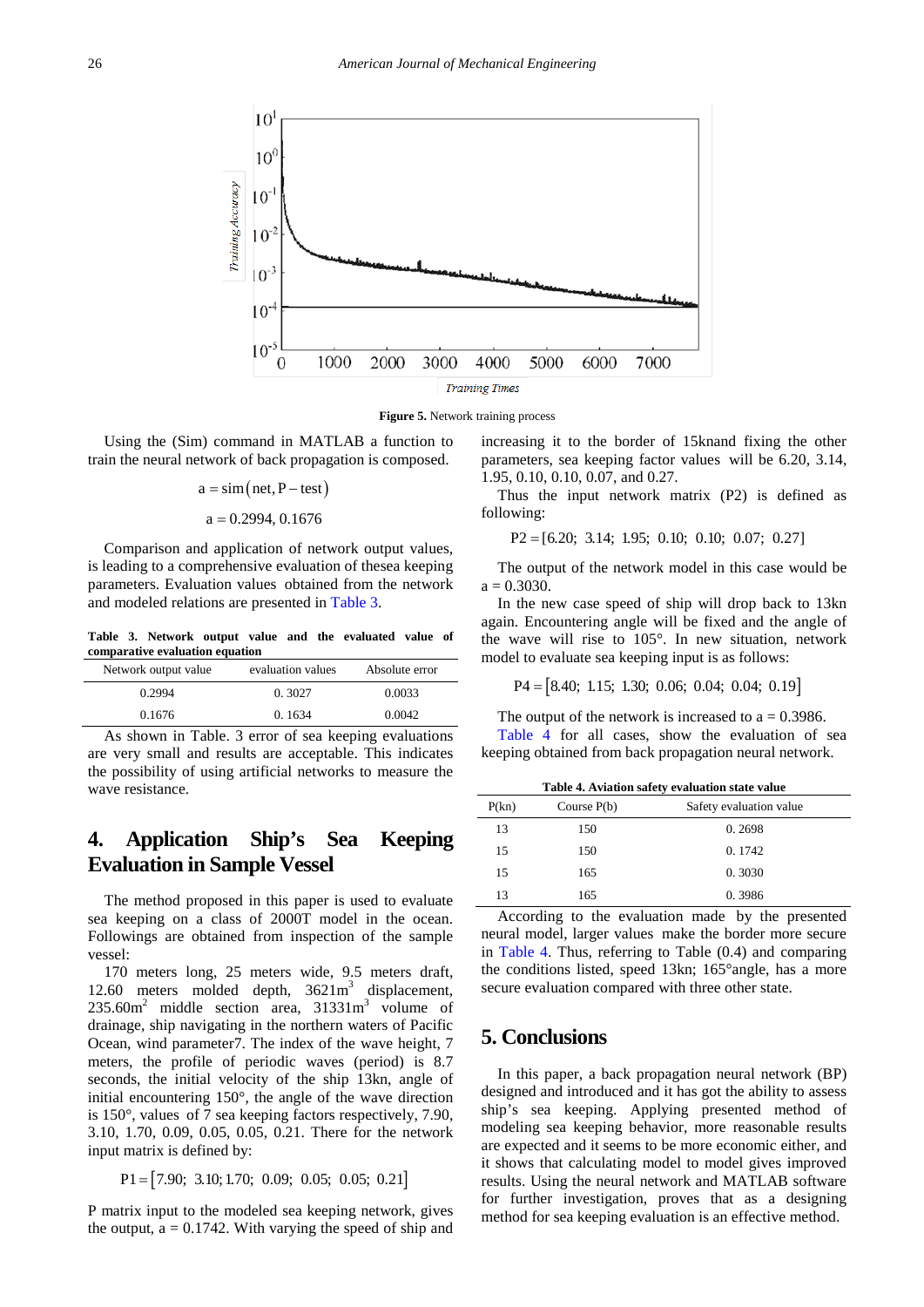Figure 5. Network training process

Using the (Sim) command in MATLAB a function to train the neural network of back propagation is composed.

$$a = \text{sim}(\text{net}, P - \text{test})$$

$$a = 0.2994, 0.1676$$

Comparison and application of network output values, is leading to a comprehensive evaluation of thesea keeping parameters. Evaluation values obtained from the network and modeled relations are presented in Table 3.

**Table 3. Network output value and the evaluated value of comparative evaluation equation**

| Network output value | evaluation values | Absolute error |
|---|---|---|
| 0.2994 | 0. 3027 | 0.0033 |
| 0.1676 | 0. 1634 | 0.0042 |

As shown in Table. 3 error of sea keeping evaluations are very small and results are acceptable. This indicates the possibility of using artificial networks to measure the wave resistance.

## 4. Application Ship's Sea Keeping Evaluation in Sample Vessel

The method proposed in this paper is used to evaluate sea keeping on a class of 2000T model in the ocean. Followings are obtained from inspection of the sample vessel:

170 meters long, 25 meters wide, 9.5 meters draft, 12.60 meters molded depth, 3621m$^3$ displacement, 235.60m$^2$ middle section area, 31331m$^3$ volume of drainage, ship navigating in the northern waters of Pacific Ocean, wind parameter7. The index of the wave height, 7 meters, the profile of periodic waves (period) is 8.7 seconds, the initial velocity of the ship 13kn, angle of initial encountering 150°, the angle of the wave direction is 150°, values of 7 sea keeping factors respectively, 7.90, 3.10, 1.70, 0.09, 0.05, 0.05, 0.21. There for the network input matrix is defined by:

$$P1 = [7.90;\ 3.10; 1.70;\ 0.09;\ 0.05;\ 0.05;\ 0.21]$$

P matrix input to the modeled sea keeping network, gives the output, a = 0.1742. With varying the speed of ship and increasing it to the border of 15knand fixing the other parameters, sea keeping factor values will be 6.20, 3.14, 1.95, 0.10, 0.10, 0.07, and 0.27.

Thus the input network matrix (P2) is defined as following:

$$P2 = [6.20;\ 3.14;\ 1.95;\ 0.10;\ 0.10;\ 0.07;\ 0.27]$$

The output of the network model in this case would be a = 0.3030.

In the new case speed of ship will drop back to 13kn again. Encountering angle will be fixed and the angle of the wave will rise to 105°. In new situation, network model to evaluate sea keeping input is as follows:

$$P4 = [8.40;\ 1.15;\ 1.30;\ 0.06;\ 0.04;\ 0.04;\ 0.19]$$

The output of the network is increased to a = 0.3986.

Table 4 for all cases, show the evaluation of sea keeping obtained from back propagation neural network.

**Table 4. Aviation safety evaluation state value**

| P(kn) | Course P(b) | Safety evaluation value |
|---|---|---|
| 13 | 150 | 0. 2698 |
| 15 | 150 | 0. 1742 |
| 15 | 165 | 0. 3030 |
| 13 | 165 | 0. 3986 |

According to the evaluation made by the presented neural model, larger values make the border more secure in Table 4. Thus, referring to Table (0.4) and comparing the conditions listed, speed 13kn; 165°angle, has a more secure evaluation compared with three other state.

## 5. Conclusions

In this paper, a back propagation neural network (BP) designed and introduced and it has got the ability to assess ship's sea keeping. Applying presented method of modeling sea keeping behavior, more reasonable results are expected and it seems to be more economic either, and it shows that calculating model to model gives improved results. Using the neural network and MATLAB software for further investigation, proves that as a designing method for sea keeping evaluation is an effective method.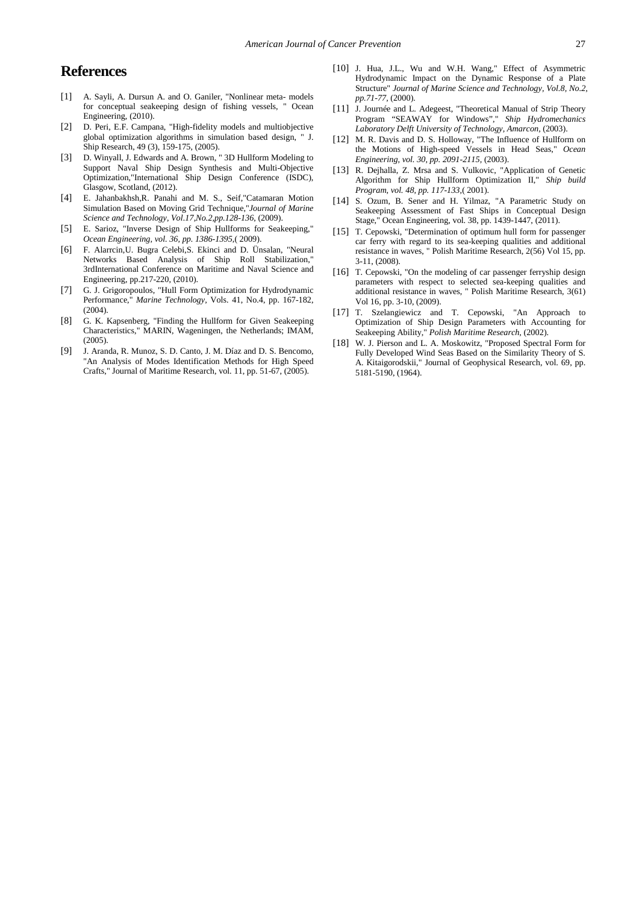# References

[1] A. Sayli, A. Dursun A. and O. Ganiler, "Nonlinear meta- models for conceptual seakeeping design of fishing vessels, " Ocean Engineering, (2010).

[2] D. Peri, E.F. Campana, "High-fidelity models and multiobjective global optimization algorithms in simulation based design, " J. Ship Research, 49 (3), 159-175, (2005).

[3] D. Winyall, J. Edwards and A. Brown, " 3D Hullform Modeling to Support Naval Ship Design Synthesis and Multi-Objective Optimization,"International Ship Design Conference (ISDC), Glasgow, Scotland, (2012).

[4] E. Jahanbakhsh,R. Panahi and M. S., Seif,"Catamaran Motion Simulation Based on Moving Grid Technique,"*Journal of Marine Science and Technology, Vol.17,No.2,pp.128-136,* (2009).

[5] E. Sarioz, "Inverse Design of Ship Hullforms for Seakeeping," *Ocean Engineering, vol. 36, pp. 1386-1395,*( 2009).

[6] F. Alarrcin,U. Bugra Celebi,S. Ekinci and D. Ünsalan, "Neural Networks Based Analysis of Ship Roll Stabilization," 3rdInternational Conference on Maritime and Naval Science and Engineering, pp.217-220, (2010).

[7] G. J. Grigoropoulos, "Hull Form Optimization for Hydrodynamic Performance," *Marine Technology*, Vols. 41, No.4, pp. 167-182, (2004).

[8] G. K. Kapsenberg, "Finding the Hullform for Given Seakeeping Characteristics," MARIN, Wageningen, the Netherlands; IMAM, (2005).

[9] J. Aranda, R. Munoz, S. D. Canto, J. M. Díaz and D. S. Bencomo, "An Analysis of Modes Identification Methods for High Speed Crafts," Journal of Maritime Research, vol. 11, pp. 51-67, (2005).

[10] J. Hua, J.L., Wu and W.H. Wang," Effect of Asymmetric Hydrodynamic Impact on the Dynamic Response of a Plate Structure" *Journal of Marine Science and Technology, Vol.8, No.2, pp.71-77,* (2000).

[11] J. Journée and L. Adegeest, "Theoretical Manual of Strip Theory Program "SEAWAY for Windows"," *Ship Hydromechanics Laboratory Delft University of Technology, Amarcon,* (2003).

[12] M. R. Davis and D. S. Holloway, "The Influence of Hullform on the Motions of High-speed Vessels in Head Seas," *Ocean Engineering, vol. 30, pp. 2091-2115,* (2003).

[13] R. Dejhalla, Z. Mrsa and S. Vulkovic, "Application of Genetic Algorithm for Ship Hullform Optimization II," *Ship build Program, vol. 48, pp. 117-133,*( 2001).

[14] S. Ozum, B. Sener and H. Yilmaz, "A Parametric Study on Seakeeping Assessment of Fast Ships in Conceptual Design Stage," Ocean Engineering, vol. 38, pp. 1439-1447, (2011).

[15] T. Cepowski, "Determination of optimum hull form for passenger car ferry with regard to its sea-keeping qualities and additional resistance in waves, " Polish Maritime Research, 2(56) Vol 15, pp. 3-11, (2008).

[16] T. Cepowski, "On the modeling of car passenger ferryship design parameters with respect to selected sea-keeping qualities and additional resistance in waves, " Polish Maritime Research, 3(61) Vol 16, pp. 3-10, (2009).

[17] T. Szelangiewicz and T. Cepowski, "An Approach to Optimization of Ship Design Parameters with Accounting for Seakeeping Ability," *Polish Maritime Research,* (2002).

[18] W. J. Pierson and L. A. Moskowitz, "Proposed Spectral Form for Fully Developed Wind Seas Based on the Similarity Theory of S. A. Kitaigorodskii," Journal of Geophysical Research, vol. 69, pp. 5181-5190, (1964).